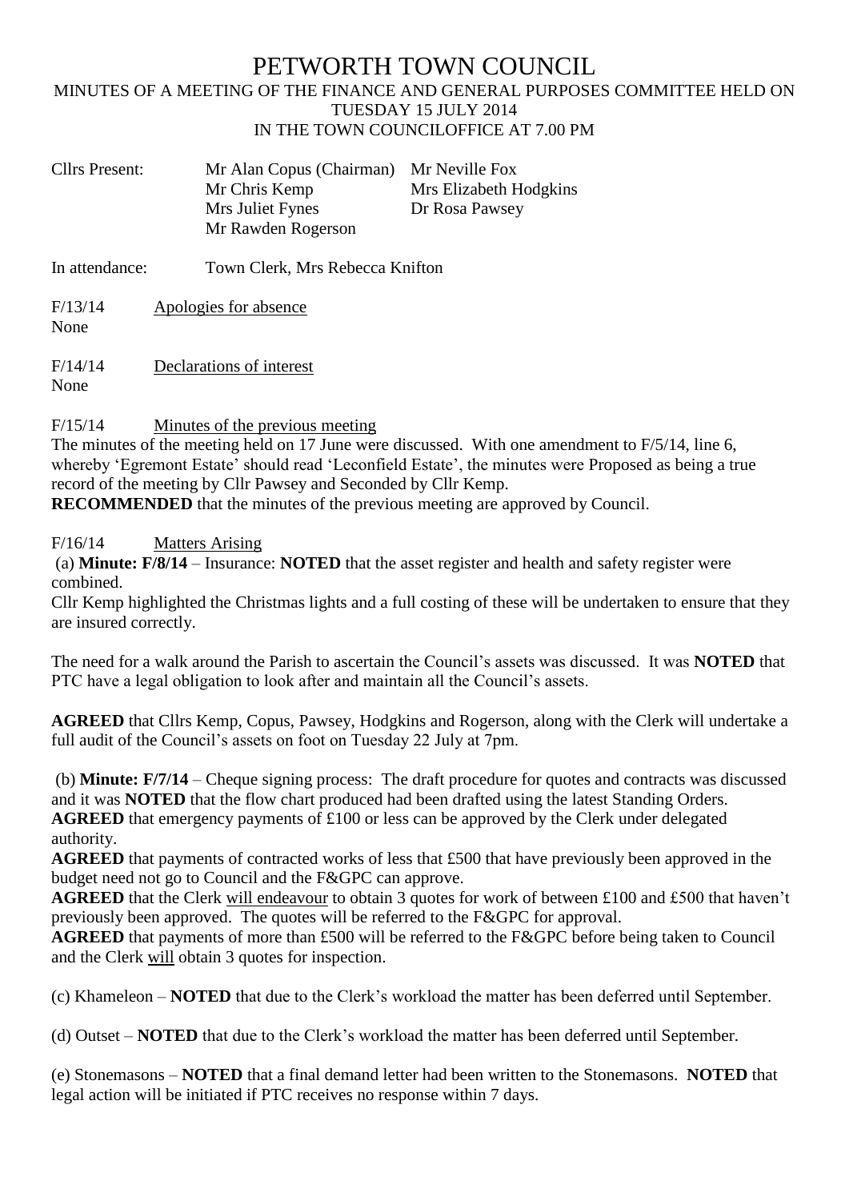# PETWORTH TOWN COUNCIL

MINUTES OF A MEETING OF THE FINANCE AND GENERAL PURPOSES COMMITTEE HELD ON TUESDAY 15 JULY 2014
IN THE TOWN COUNCILOFFICE AT 7.00 PM

| Cllrs Present: | Mr Alan Copus (Chairman) | Mr Neville Fox |
|---|---|---|
| | Mr Chris Kemp | Mrs Elizabeth Hodgkins |
| | Mrs Juliet Fynes | Dr Rosa Pawsey |
| | Mr Rawden Rogerson | |

In attendance: Town Clerk, Mrs Rebecca Knifton

F/13/14 Apologies for absence

None

F/14/14 Declarations of interest

None

F/15/14 Minutes of the previous meeting

The minutes of the meeting held on 17 June were discussed. With one amendment to F/5/14, line 6, whereby 'Egremont Estate' should read 'Leconfield Estate', the minutes were Proposed as being a true record of the meeting by Cllr Pawsey and Seconded by Cllr Kemp.

**RECOMMENDED** that the minutes of the previous meeting are approved by Council.

F/16/14 Matters Arising

(a) **Minute: F/8/14** – Insurance: **NOTED** that the asset register and health and safety register were combined.

Cllr Kemp highlighted the Christmas lights and a full costing of these will be undertaken to ensure that they are insured correctly.

The need for a walk around the Parish to ascertain the Council's assets was discussed. It was **NOTED** that PTC have a legal obligation to look after and maintain all the Council's assets.

**AGREED** that Cllrs Kemp, Copus, Pawsey, Hodgkins and Rogerson, along with the Clerk will undertake a full audit of the Council's assets on foot on Tuesday 22 July at 7pm.

(b) **Minute: F/7/14** – Cheque signing process: The draft procedure for quotes and contracts was discussed and it was **NOTED** that the flow chart produced had been drafted using the latest Standing Orders.

**AGREED** that emergency payments of £100 or less can be approved by the Clerk under delegated authority.

**AGREED** that payments of contracted works of less that £500 that have previously been approved in the budget need not go to Council and the F&GPC can approve.

**AGREED** that the Clerk will endeavour to obtain 3 quotes for work of between £100 and £500 that haven't previously been approved. The quotes will be referred to the F&GPC for approval.

**AGREED** that payments of more than £500 will be referred to the F&GPC before being taken to Council and the Clerk will obtain 3 quotes for inspection.

(c) Khameleon – **NOTED** that due to the Clerk's workload the matter has been deferred until September.

(d) Outset – **NOTED** that due to the Clerk's workload the matter has been deferred until September.

(e) Stonemasons – **NOTED** that a final demand letter had been written to the Stonemasons. **NOTED** that legal action will be initiated if PTC receives no response within 7 days.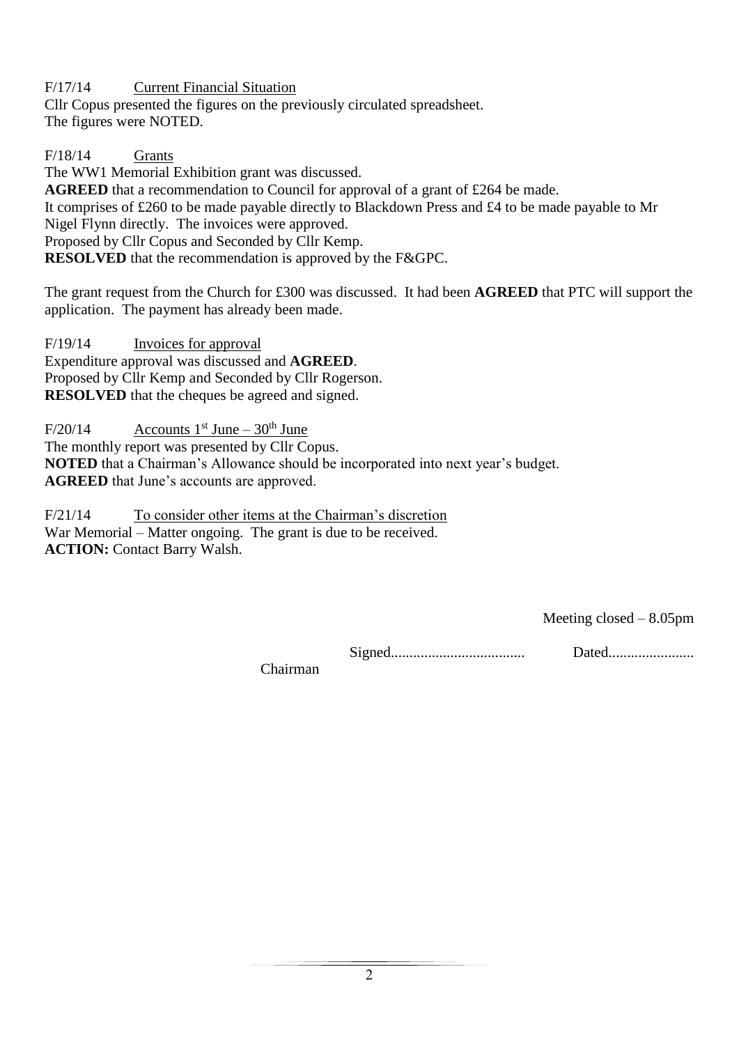F/17/14 Current Financial Situation

Cllr Copus presented the figures on the previously circulated spreadsheet.
The figures were NOTED.

F/18/14 Grants

The WW1 Memorial Exhibition grant was discussed.
**AGREED** that a recommendation to Council for approval of a grant of £264 be made.
It comprises of £260 to be made payable directly to Blackdown Press and £4 to be made payable to Mr Nigel Flynn directly. The invoices were approved.
Proposed by Cllr Copus and Seconded by Cllr Kemp.
**RESOLVED** that the recommendation is approved by the F&GPC.

The grant request from the Church for £300 was discussed. It had been **AGREED** that PTC will support the application. The payment has already been made.

F/19/14 Invoices for approval

Expenditure approval was discussed and **AGREED**.
Proposed by Cllr Kemp and Seconded by Cllr Rogerson.
**RESOLVED** that the cheques be agreed and signed.

F/20/14 Accounts 1st June – 30th June

The monthly report was presented by Cllr Copus.
**NOTED** that a Chairman's Allowance should be incorporated into next year's budget.
**AGREED** that June's accounts are approved.

F/21/14 To consider other items at the Chairman's discretion

War Memorial – Matter ongoing. The grant is due to be received.
**ACTION:** Contact Barry Walsh.

Meeting closed – 8.05pm

Signed................................... Dated.......................

Chairman